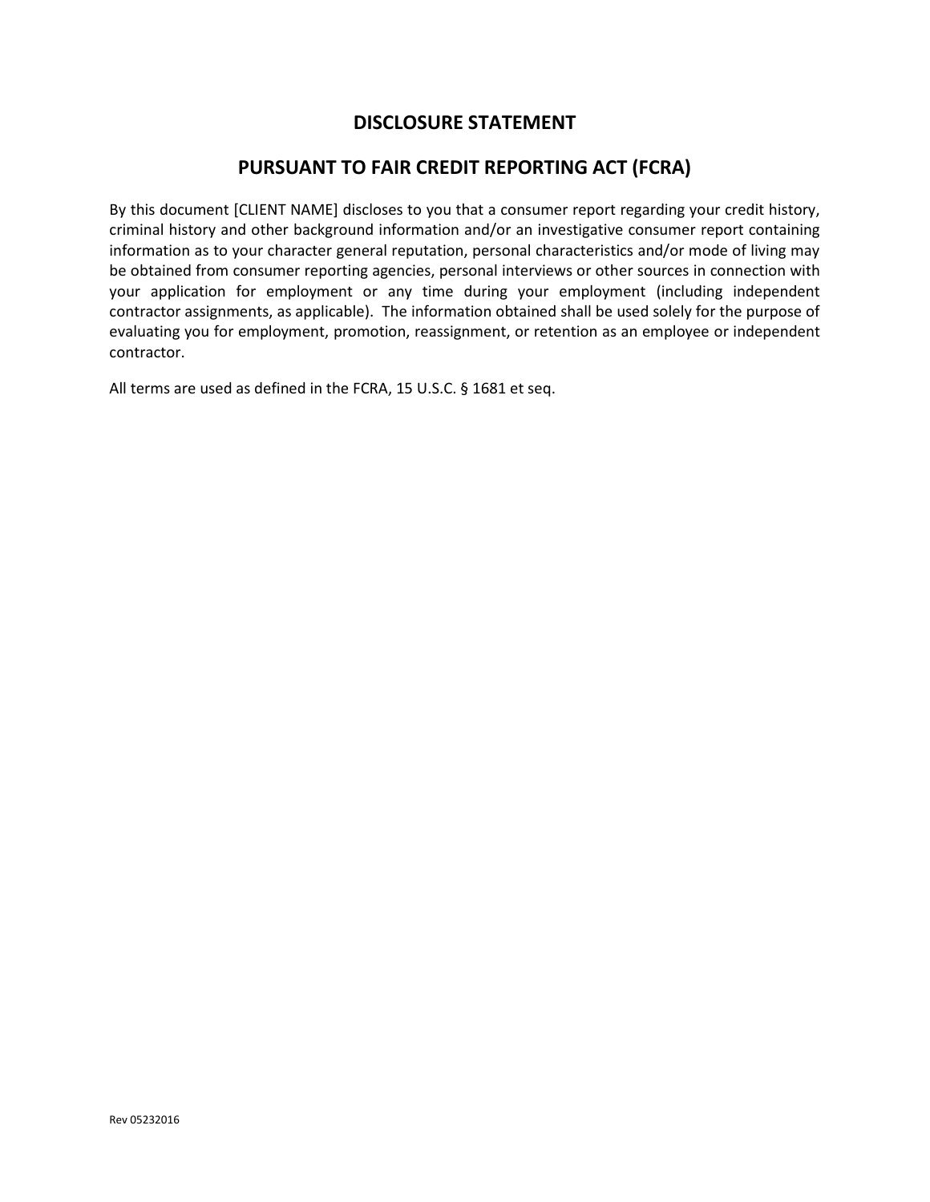# DISCLOSURE STATEMENT

## PURSUANT TO FAIR CREDIT REPORTING ACT (FCRA)

By this document [CLIENT NAME] discloses to you that a consumer report regarding your credit history, criminal history and other background information and/or an investigative consumer report containing information as to your character general reputation, personal characteristics and/or mode of living may be obtained from consumer reporting agencies, personal interviews or other sources in connection with your application for employment or any time during your employment (including independent contractor assignments, as applicable). The information obtained shall be used solely for the purpose of evaluating you for employment, promotion, reassignment, or retention as an employee or independent contractor.

All terms are used as defined in the FCRA, 15 U.S.C. § 1681 et seq.

Rev 05232016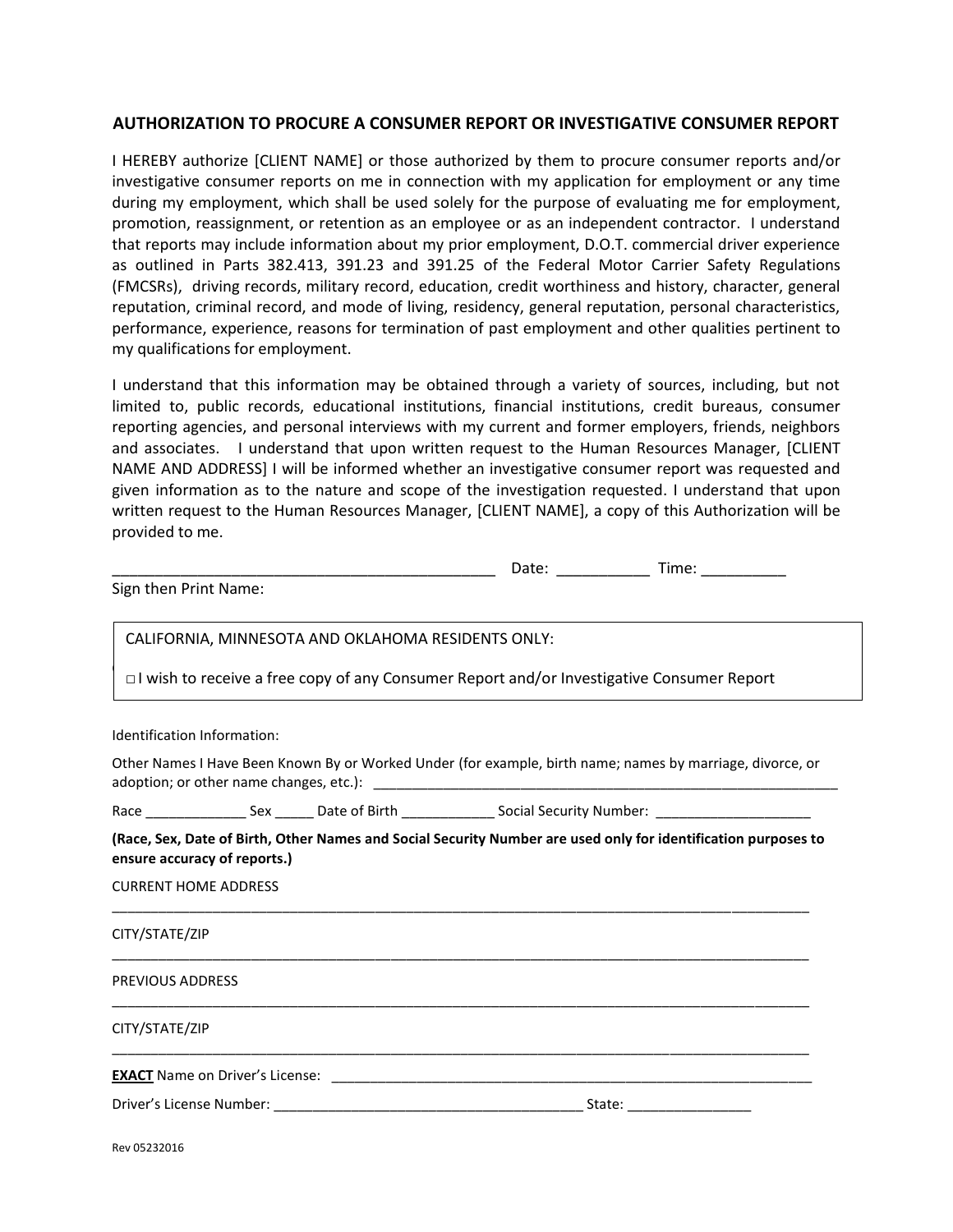## AUTHORIZATION TO PROCURE A CONSUMER REPORT OR INVESTIGATIVE CONSUMER REPORT

I HEREBY authorize [CLIENT NAME] or those authorized by them to procure consumer reports and/or investigative consumer reports on me in connection with my application for employment or any time during my employment, which shall be used solely for the purpose of evaluating me for employment, promotion, reassignment, or retention as an employee or as an independent contractor. I understand that reports may include information about my prior employment, D.O.T. commercial driver experience as outlined in Parts 382.413, 391.23 and 391.25 of the Federal Motor Carrier Safety Regulations (FMCSRs), driving records, military record, education, credit worthiness and history, character, general reputation, criminal record, and mode of living, residency, general reputation, personal characteristics, performance, experience, reasons for termination of past employment and other qualities pertinent to my qualifications for employment.

I understand that this information may be obtained through a variety of sources, including, but not limited to, public records, educational institutions, financial institutions, credit bureaus, consumer reporting agencies, and personal interviews with my current and former employers, friends, neighbors and associates. I understand that upon written request to the Human Resources Manager, [CLIENT NAME AND ADDRESS] I will be informed whether an investigative consumer report was requested and given information as to the nature and scope of the investigation requested. I understand that upon written request to the Human Resources Manager, [CLIENT NAME], a copy of this Authorization will be provided to me.

______________________________________________ Date: ___________ Time: __________

Sign then Print Name:

CALIFORNIA, MINNESOTA AND OKLAHOMA RESIDENTS ONLY:

□ I wish to receive a free copy of any Consumer Report and/or Investigative Consumer Report

Identification Information:

Other Names I Have Been Known By or Worked Under (for example, birth name; names by marriage, divorce, or adoption; or other name changes, etc.): ____________________________________________________________

Race _____________ Sex _____ Date of Birth ____________ Social Security Number: ____________________

**(Race, Sex, Date of Birth, Other Names and Social Security Number are used only for identification purposes to ensure accuracy of reports.)**

CURRENT HOME ADDRESS

_____________________________________________________________________________________________

CITY/STATE/ZIP

_____________________________________________________________________________________________

PREVIOUS ADDRESS

_____________________________________________________________________________________________

CITY/STATE/ZIP

_____________________________________________________________________________________________

**EXACT** Name on Driver's License: _________________________________________________________________

Driver's License Number: ________________________________________ State: ________________

Rev 05232016